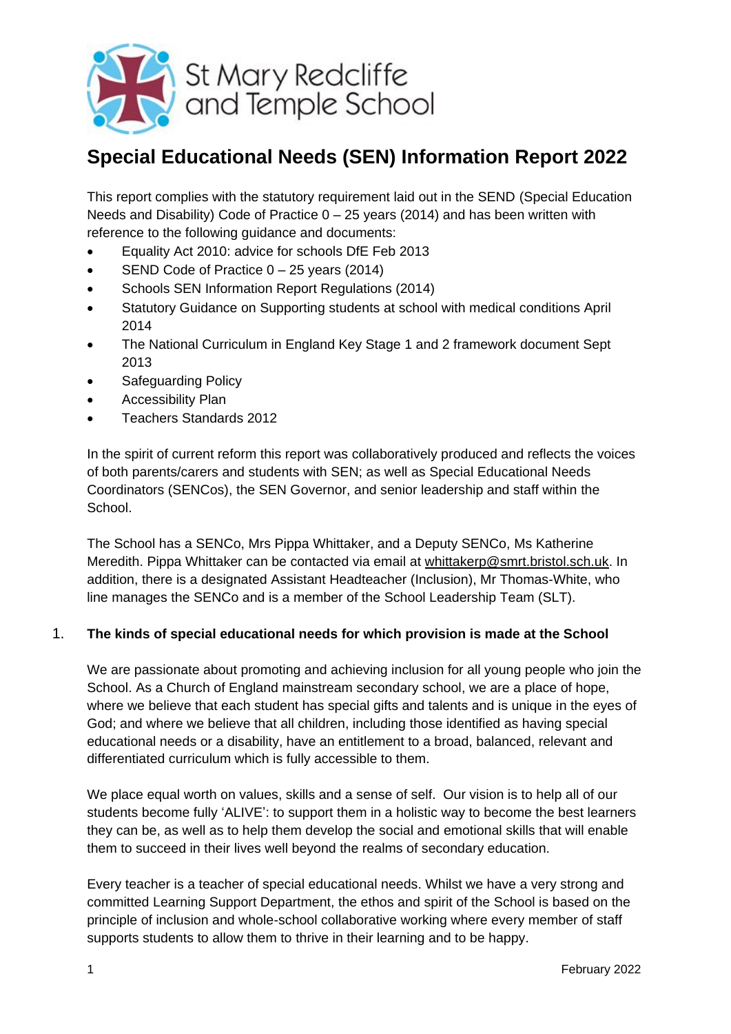St Mary Redcliffe and Temple School

# Special Educational Needs (SEN) Information Report 2022

This report complies with the statutory requirement laid out in the SEND (Special Education Needs and Disability) Code of Practice 0 – 25 years (2014) and has been written with reference to the following guidance and documents:

- Equality Act 2010: advice for schools DfE Feb 2013
- SEND Code of Practice 0 – 25 years (2014)
- Schools SEN Information Report Regulations (2014)
- Statutory Guidance on Supporting students at school with medical conditions April 2014
- The National Curriculum in England Key Stage 1 and 2 framework document Sept 2013
- Safeguarding Policy
- Accessibility Plan
- Teachers Standards 2012

In the spirit of current reform this report was collaboratively produced and reflects the voices of both parents/carers and students with SEN; as well as Special Educational Needs Coordinators (SENCos), the SEN Governor, and senior leadership and staff within the School.

The School has a SENCo, Mrs Pippa Whittaker, and a Deputy SENCo, Ms Katherine Meredith. Pippa Whittaker can be contacted via email at whittakerp@smrt.bristol.sch.uk. In addition, there is a designated Assistant Headteacher (Inclusion), Mr Thomas-White, who line manages the SENCo and is a member of the School Leadership Team (SLT).

1. **The kinds of special educational needs for which provision is made at the School**

We are passionate about promoting and achieving inclusion for all young people who join the School. As a Church of England mainstream secondary school, we are a place of hope, where we believe that each student has special gifts and talents and is unique in the eyes of God; and where we believe that all children, including those identified as having special educational needs or a disability, have an entitlement to a broad, balanced, relevant and differentiated curriculum which is fully accessible to them.

We place equal worth on values, skills and a sense of self. Our vision is to help all of our students become fully 'ALIVE': to support them in a holistic way to become the best learners they can be, as well as to help them develop the social and emotional skills that will enable them to succeed in their lives well beyond the realms of secondary education.

Every teacher is a teacher of special educational needs. Whilst we have a very strong and committed Learning Support Department, the ethos and spirit of the School is based on the principle of inclusion and whole-school collaborative working where every member of staff supports students to allow them to thrive in their learning and to be happy.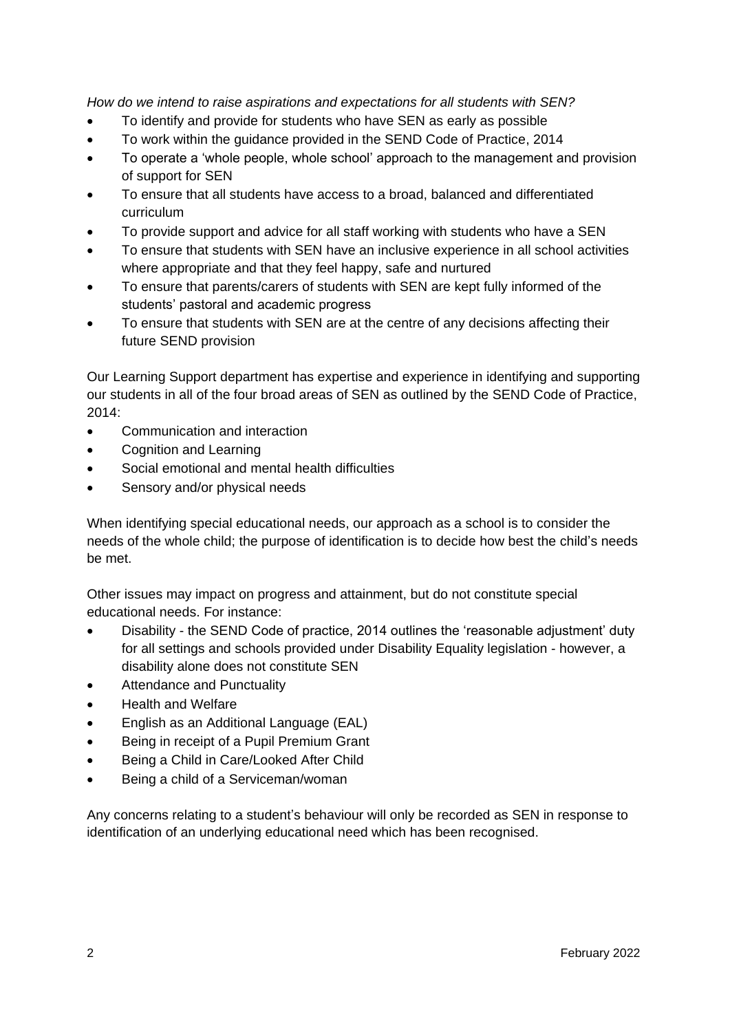*How do we intend to raise aspirations and expectations for all students with SEN?*

- To identify and provide for students who have SEN as early as possible
- To work within the guidance provided in the SEND Code of Practice, 2014
- To operate a 'whole people, whole school' approach to the management and provision of support for SEN
- To ensure that all students have access to a broad, balanced and differentiated curriculum
- To provide support and advice for all staff working with students who have a SEN
- To ensure that students with SEN have an inclusive experience in all school activities where appropriate and that they feel happy, safe and nurtured
- To ensure that parents/carers of students with SEN are kept fully informed of the students' pastoral and academic progress
- To ensure that students with SEN are at the centre of any decisions affecting their future SEND provision

Our Learning Support department has expertise and experience in identifying and supporting our students in all of the four broad areas of SEN as outlined by the SEND Code of Practice, 2014:

- Communication and interaction
- Cognition and Learning
- Social emotional and mental health difficulties
- Sensory and/or physical needs

When identifying special educational needs, our approach as a school is to consider the needs of the whole child; the purpose of identification is to decide how best the child's needs be met.

Other issues may impact on progress and attainment, but do not constitute special educational needs. For instance:

- Disability - the SEND Code of practice, 2014 outlines the 'reasonable adjustment' duty for all settings and schools provided under Disability Equality legislation - however, a disability alone does not constitute SEN
- Attendance and Punctuality
- Health and Welfare
- English as an Additional Language (EAL)
- Being in receipt of a Pupil Premium Grant
- Being a Child in Care/Looked After Child
- Being a child of a Serviceman/woman

Any concerns relating to a student's behaviour will only be recorded as SEN in response to identification of an underlying educational need which has been recognised.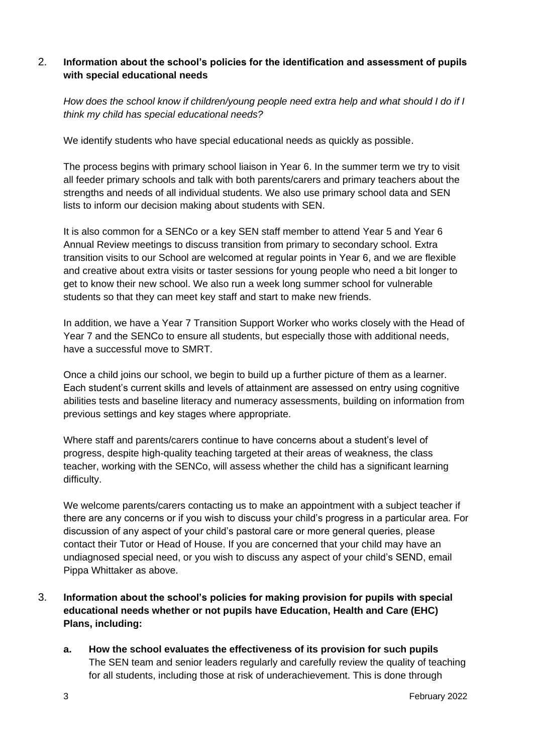## 2. Information about the school's policies for the identification and assessment of pupils with special educational needs

*How does the school know if children/young people need extra help and what should I do if I think my child has special educational needs?*

We identify students who have special educational needs as quickly as possible.

The process begins with primary school liaison in Year 6. In the summer term we try to visit all feeder primary schools and talk with both parents/carers and primary teachers about the strengths and needs of all individual students. We also use primary school data and SEN lists to inform our decision making about students with SEN.

It is also common for a SENCo or a key SEN staff member to attend Year 5 and Year 6 Annual Review meetings to discuss transition from primary to secondary school. Extra transition visits to our School are welcomed at regular points in Year 6, and we are flexible and creative about extra visits or taster sessions for young people who need a bit longer to get to know their new school. We also run a week long summer school for vulnerable students so that they can meet key staff and start to make new friends.

In addition, we have a Year 7 Transition Support Worker who works closely with the Head of Year 7 and the SENCo to ensure all students, but especially those with additional needs, have a successful move to SMRT.

Once a child joins our school, we begin to build up a further picture of them as a learner. Each student's current skills and levels of attainment are assessed on entry using cognitive abilities tests and baseline literacy and numeracy assessments, building on information from previous settings and key stages where appropriate.

Where staff and parents/carers continue to have concerns about a student's level of progress, despite high-quality teaching targeted at their areas of weakness, the class teacher, working with the SENCo, will assess whether the child has a significant learning difficulty.

We welcome parents/carers contacting us to make an appointment with a subject teacher if there are any concerns or if you wish to discuss your child's progress in a particular area. For discussion of any aspect of your child's pastoral care or more general queries, please contact their Tutor or Head of House. If you are concerned that your child may have an undiagnosed special need, or you wish to discuss any aspect of your child's SEND, email Pippa Whittaker as above.

## 3. Information about the school's policies for making provision for pupils with special educational needs whether or not pupils have Education, Health and Care (EHC) Plans, including:

**a. How the school evaluates the effectiveness of its provision for such pupils**

The SEN team and senior leaders regularly and carefully review the quality of teaching for all students, including those at risk of underachievement. This is done through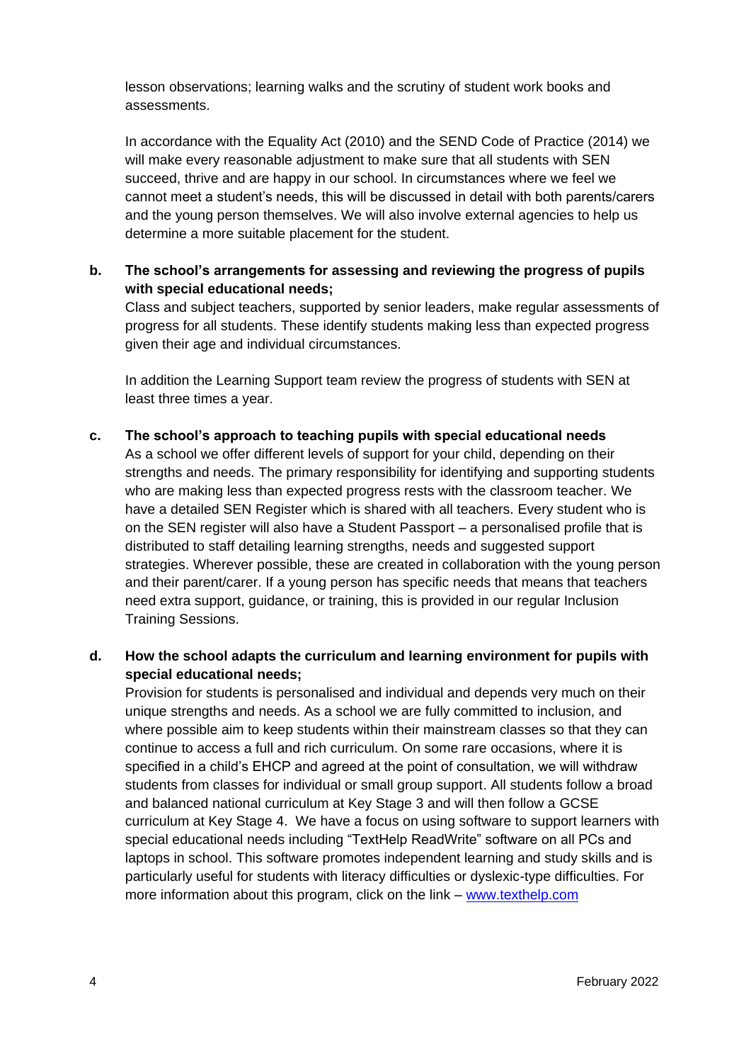lesson observations; learning walks and the scrutiny of student work books and assessments.

In accordance with the Equality Act (2010) and the SEND Code of Practice (2014) we will make every reasonable adjustment to make sure that all students with SEN succeed, thrive and are happy in our school. In circumstances where we feel we cannot meet a student's needs, this will be discussed in detail with both parents/carers and the young person themselves. We will also involve external agencies to help us determine a more suitable placement for the student.

**b. The school's arrangements for assessing and reviewing the progress of pupils with special educational needs;**

Class and subject teachers, supported by senior leaders, make regular assessments of progress for all students. These identify students making less than expected progress given their age and individual circumstances.

In addition the Learning Support team review the progress of students with SEN at least three times a year.

**c. The school's approach to teaching pupils with special educational needs**

As a school we offer different levels of support for your child, depending on their strengths and needs. The primary responsibility for identifying and supporting students who are making less than expected progress rests with the classroom teacher. We have a detailed SEN Register which is shared with all teachers. Every student who is on the SEN register will also have a Student Passport – a personalised profile that is distributed to staff detailing learning strengths, needs and suggested support strategies. Wherever possible, these are created in collaboration with the young person and their parent/carer. If a young person has specific needs that means that teachers need extra support, guidance, or training, this is provided in our regular Inclusion Training Sessions.

**d. How the school adapts the curriculum and learning environment for pupils with special educational needs;**

Provision for students is personalised and individual and depends very much on their unique strengths and needs. As a school we are fully committed to inclusion, and where possible aim to keep students within their mainstream classes so that they can continue to access a full and rich curriculum. On some rare occasions, where it is specified in a child's EHCP and agreed at the point of consultation, we will withdraw students from classes for individual or small group support. All students follow a broad and balanced national curriculum at Key Stage 3 and will then follow a GCSE curriculum at Key Stage 4. We have a focus on using software to support learners with special educational needs including "TextHelp ReadWrite" software on all PCs and laptops in school. This software promotes independent learning and study skills and is particularly useful for students with literacy difficulties or dyslexic-type difficulties. For more information about this program, click on the link – [www.texthelp.com](http://www.texthelp.com)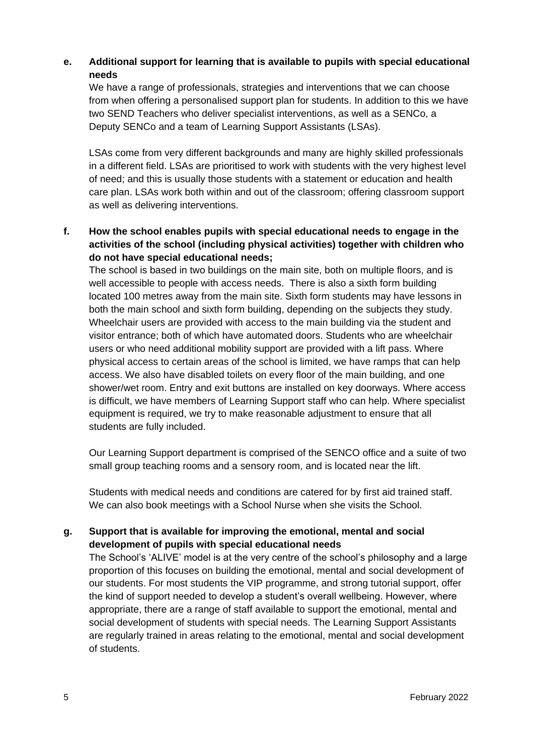**e. Additional support for learning that is available to pupils with special educational needs**

We have a range of professionals, strategies and interventions that we can choose from when offering a personalised support plan for students. In addition to this we have two SEND Teachers who deliver specialist interventions, as well as a SENCo, a Deputy SENCo and a team of Learning Support Assistants (LSAs).

LSAs come from very different backgrounds and many are highly skilled professionals in a different field. LSAs are prioritised to work with students with the very highest level of need; and this is usually those students with a statement or education and health care plan. LSAs work both within and out of the classroom; offering classroom support as well as delivering interventions.

**f. How the school enables pupils with special educational needs to engage in the activities of the school (including physical activities) together with children who do not have special educational needs;**

The school is based in two buildings on the main site, both on multiple floors, and is well accessible to people with access needs. There is also a sixth form building located 100 metres away from the main site. Sixth form students may have lessons in both the main school and sixth form building, depending on the subjects they study. Wheelchair users are provided with access to the main building via the student and visitor entrance; both of which have automated doors. Students who are wheelchair users or who need additional mobility support are provided with a lift pass. Where physical access to certain areas of the school is limited, we have ramps that can help access. We also have disabled toilets on every floor of the main building, and one shower/wet room. Entry and exit buttons are installed on key doorways. Where access is difficult, we have members of Learning Support staff who can help. Where specialist equipment is required, we try to make reasonable adjustment to ensure that all students are fully included.

Our Learning Support department is comprised of the SENCO office and a suite of two small group teaching rooms and a sensory room, and is located near the lift.

Students with medical needs and conditions are catered for by first aid trained staff. We can also book meetings with a School Nurse when she visits the School.

**g. Support that is available for improving the emotional, mental and social development of pupils with special educational needs**

The School's 'ALIVE' model is at the very centre of the school's philosophy and a large proportion of this focuses on building the emotional, mental and social development of our students. For most students the VIP programme, and strong tutorial support, offer the kind of support needed to develop a student's overall wellbeing. However, where appropriate, there are a range of staff available to support the emotional, mental and social development of students with special needs. The Learning Support Assistants are regularly trained in areas relating to the emotional, mental and social development of students.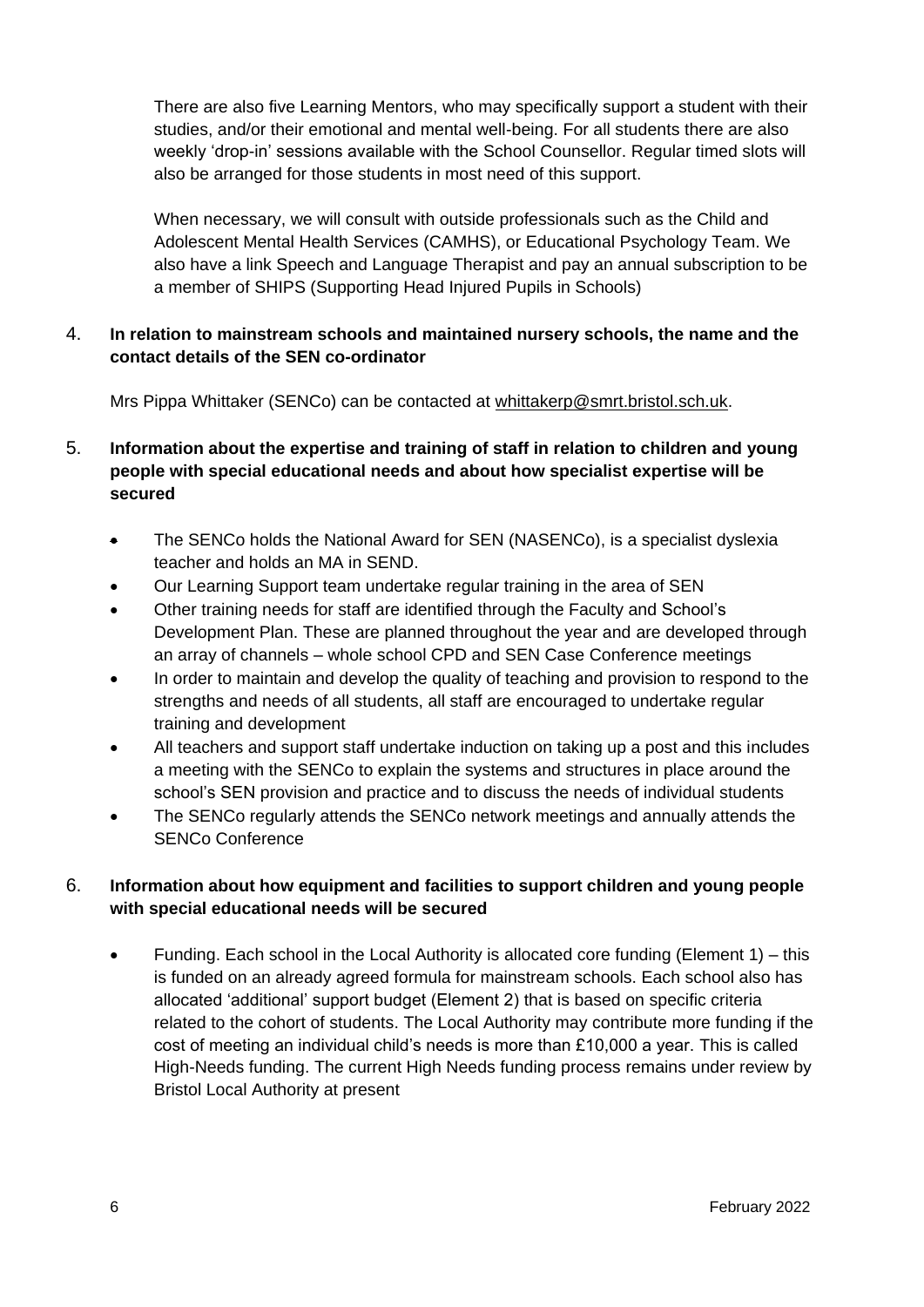There are also five Learning Mentors, who may specifically support a student with their studies, and/or their emotional and mental well-being. For all students there are also weekly 'drop-in' sessions available with the School Counsellor. Regular timed slots will also be arranged for those students in most need of this support.

When necessary, we will consult with outside professionals such as the Child and Adolescent Mental Health Services (CAMHS), or Educational Psychology Team. We also have a link Speech and Language Therapist and pay an annual subscription to be a member of SHIPS (Supporting Head Injured Pupils in Schools)

4. **In relation to mainstream schools and maintained nursery schools, the name and the contact details of the SEN co-ordinator**

   Mrs Pippa Whittaker (SENCo) can be contacted at whittakerp@smrt.bristol.sch.uk.

5. **Information about the expertise and training of staff in relation to children and young people with special educational needs and about how specialist expertise will be secured**

   - The SENCo holds the National Award for SEN (NASENCo), is a specialist dyslexia teacher and holds an MA in SEND.
   - Our Learning Support team undertake regular training in the area of SEN
   - Other training needs for staff are identified through the Faculty and School's Development Plan. These are planned throughout the year and are developed through an array of channels – whole school CPD and SEN Case Conference meetings
   - In order to maintain and develop the quality of teaching and provision to respond to the strengths and needs of all students, all staff are encouraged to undertake regular training and development
   - All teachers and support staff undertake induction on taking up a post and this includes a meeting with the SENCo to explain the systems and structures in place around the school's SEN provision and practice and to discuss the needs of individual students
   - The SENCo regularly attends the SENCo network meetings and annually attends the SENCo Conference

6. **Information about how equipment and facilities to support children and young people with special educational needs will be secured**

   - Funding. Each school in the Local Authority is allocated core funding (Element 1) – this is funded on an already agreed formula for mainstream schools. Each school also has allocated 'additional' support budget (Element 2) that is based on specific criteria related to the cohort of students. The Local Authority may contribute more funding if the cost of meeting an individual child's needs is more than £10,000 a year. This is called High-Needs funding. The current High Needs funding process remains under review by Bristol Local Authority at present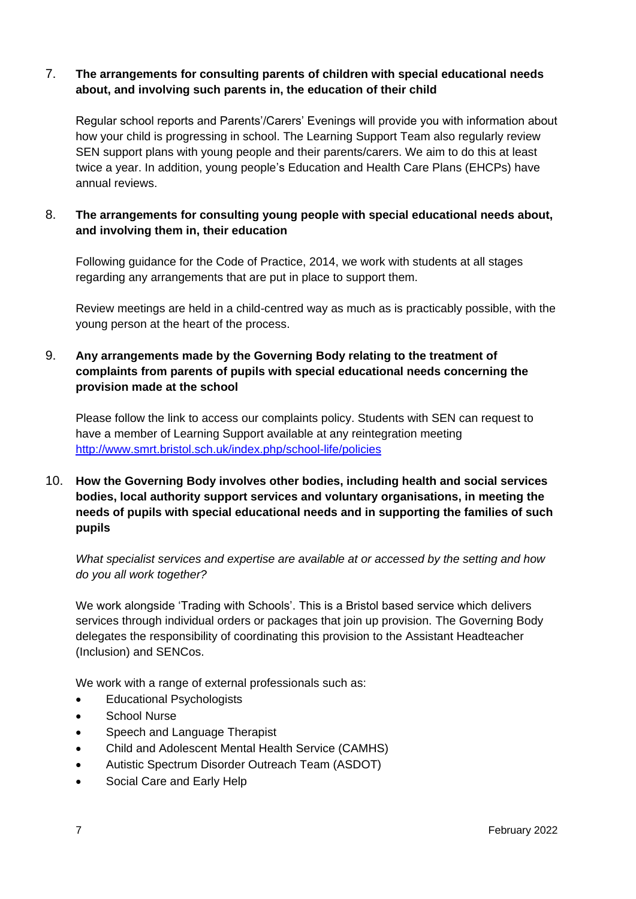## 7. The arrangements for consulting parents of children with special educational needs about, and involving such parents in, the education of their child

Regular school reports and Parents'/Carers' Evenings will provide you with information about how your child is progressing in school. The Learning Support Team also regularly review SEN support plans with young people and their parents/carers. We aim to do this at least twice a year. In addition, young people's Education and Health Care Plans (EHCPs) have annual reviews.

## 8. The arrangements for consulting young people with special educational needs about, and involving them in, their education

Following guidance for the Code of Practice, 2014, we work with students at all stages regarding any arrangements that are put in place to support them.

Review meetings are held in a child-centred way as much as is practicably possible, with the young person at the heart of the process.

## 9. Any arrangements made by the Governing Body relating to the treatment of complaints from parents of pupils with special educational needs concerning the provision made at the school

Please follow the link to access our complaints policy. Students with SEN can request to have a member of Learning Support available at any reintegration meeting [http://www.smrt.bristol.sch.uk/index.php/school-life/policies](http://www.smrt.bristol.sch.uk/index.php/school-life/policies)

## 10. How the Governing Body involves other bodies, including health and social services bodies, local authority support services and voluntary organisations, in meeting the needs of pupils with special educational needs and in supporting the families of such pupils

*What specialist services and expertise are available at or accessed by the setting and how do you all work together?*

We work alongside 'Trading with Schools'. This is a Bristol based service which delivers services through individual orders or packages that join up provision. The Governing Body delegates the responsibility of coordinating this provision to the Assistant Headteacher (Inclusion) and SENCos.

We work with a range of external professionals such as:

- Educational Psychologists
- School Nurse
- Speech and Language Therapist
- Child and Adolescent Mental Health Service (CAMHS)
- Autistic Spectrum Disorder Outreach Team (ASDOT)
- Social Care and Early Help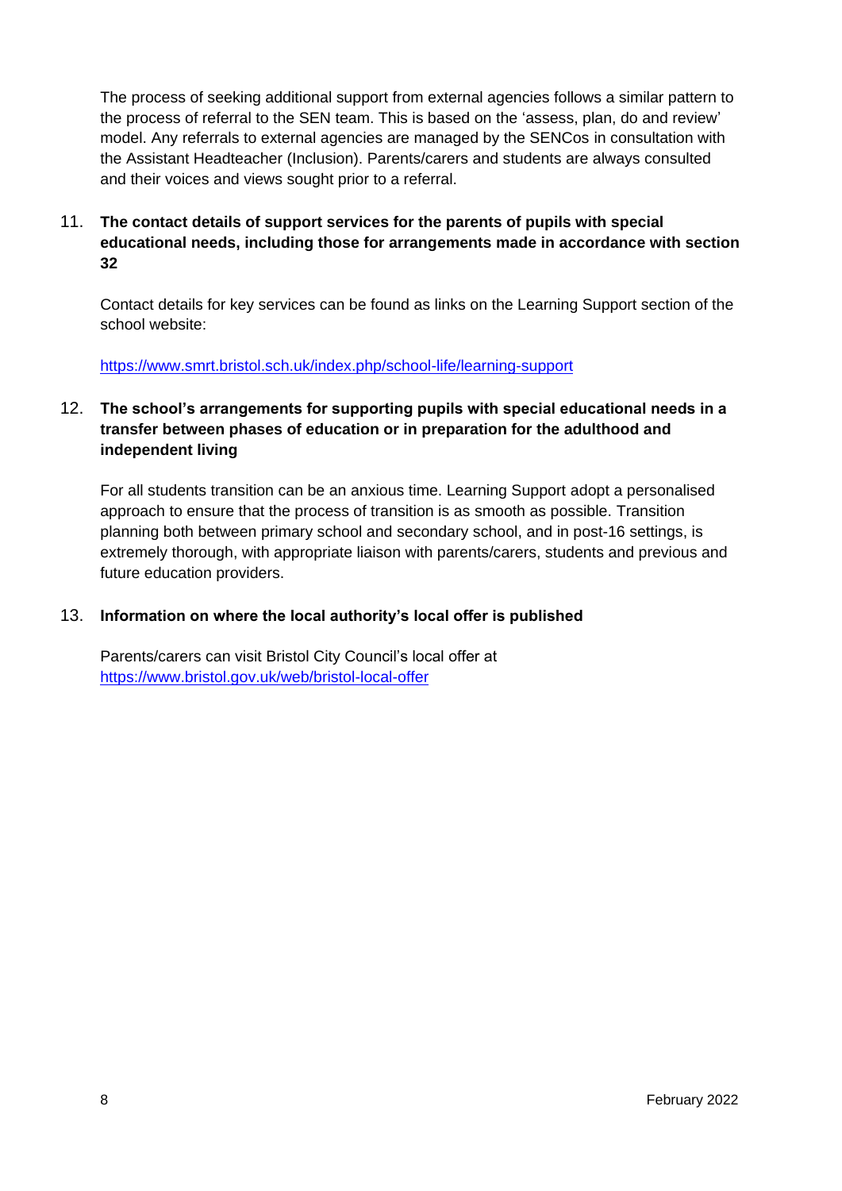The process of seeking additional support from external agencies follows a similar pattern to the process of referral to the SEN team. This is based on the 'assess, plan, do and review' model. Any referrals to external agencies are managed by the SENCos in consultation with the Assistant Headteacher (Inclusion). Parents/carers and students are always consulted and their voices and views sought prior to a referral.

11. **The contact details of support services for the parents of pupils with special educational needs, including those for arrangements made in accordance with section 32**

Contact details for key services can be found as links on the Learning Support section of the school website:

https://www.smrt.bristol.sch.uk/index.php/school-life/learning-support

12. **The school's arrangements for supporting pupils with special educational needs in a transfer between phases of education or in preparation for the adulthood and independent living**

For all students transition can be an anxious time. Learning Support adopt a personalised approach to ensure that the process of transition is as smooth as possible. Transition planning both between primary school and secondary school, and in post-16 settings, is extremely thorough, with appropriate liaison with parents/carers, students and previous and future education providers.

13. **Information on where the local authority's local offer is published**

Parents/carers can visit Bristol City Council's local offer at https://www.bristol.gov.uk/web/bristol-local-offer

February 2022